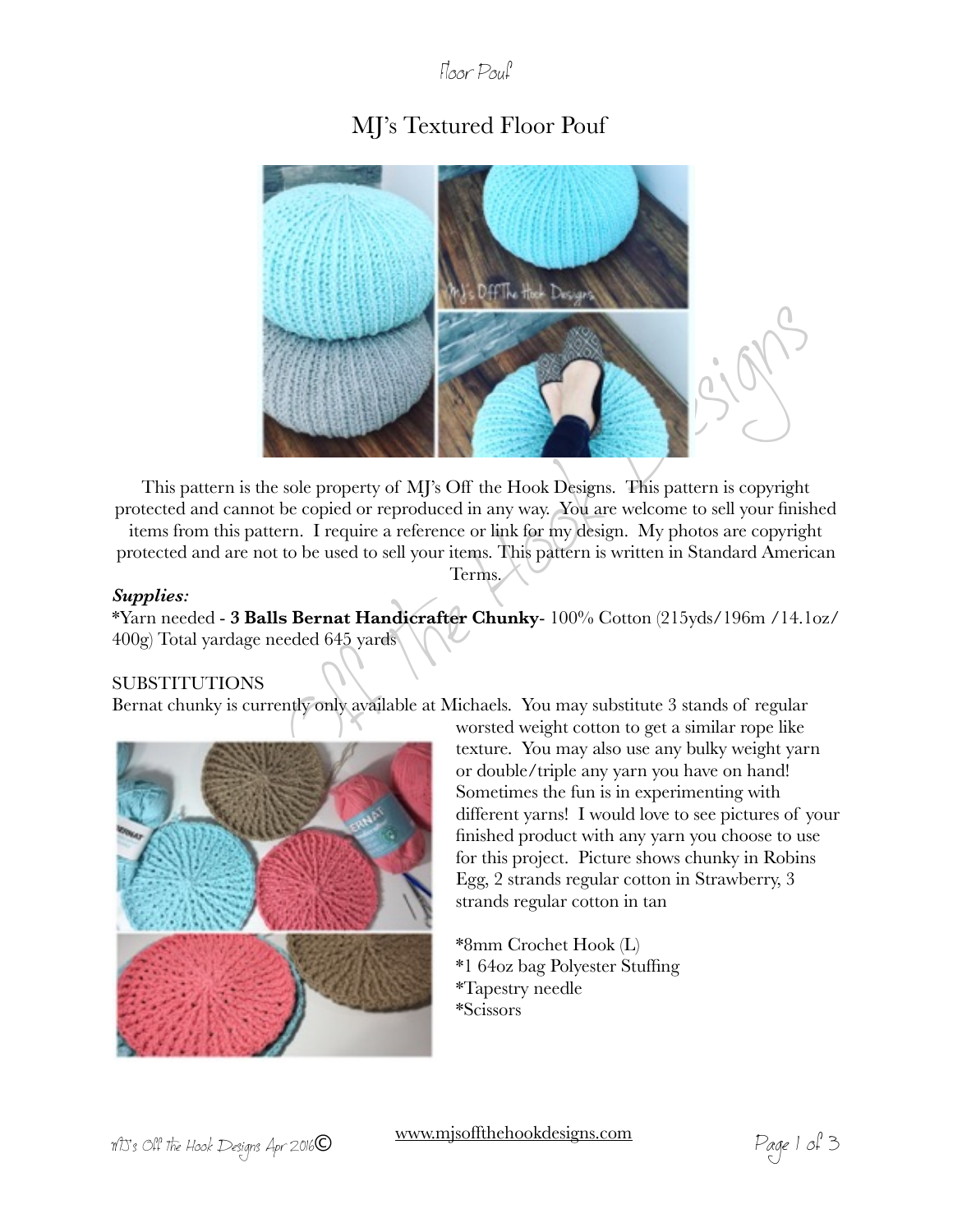# MJ's Textured Floor Pouf

This pattern is the sole property of MJ's Off the Hook Designs. This pattern is copyright protected and cannot be copied or reproduced in any way. You are welcome to sell your finished items from this pattern. I require a reference or link for my design. My photos are copyright protected and are not to be used to sell your items. This pattern is written in Standard American Terms.

***Supplies:***

*Yarn needed - **3 Balls Bernat Handicrafter Chunky**- 100% Cotton (215yds/196m /14.1oz/ 400g) Total yardage needed 645 yards

SUBSTITUTIONS

Bernat chunky is currently only available at Michaels. You may substitute 3 stands of regular worsted weight cotton to get a similar rope like texture. You may also use any bulky weight yarn or double/triple any yarn you have on hand! Sometimes the fun is in experimenting with different yarns! I would love to see pictures of your finished product with any yarn you choose to use for this project. Picture shows chunky in Robins Egg, 2 strands regular cotton in Strawberry, 3 strands regular cotton in tan

*8mm Crochet Hook (L)
*1 64oz bag Polyester Stuffing
*Tapestry needle
*Scissors

www.mjsoffthehookdesigns.com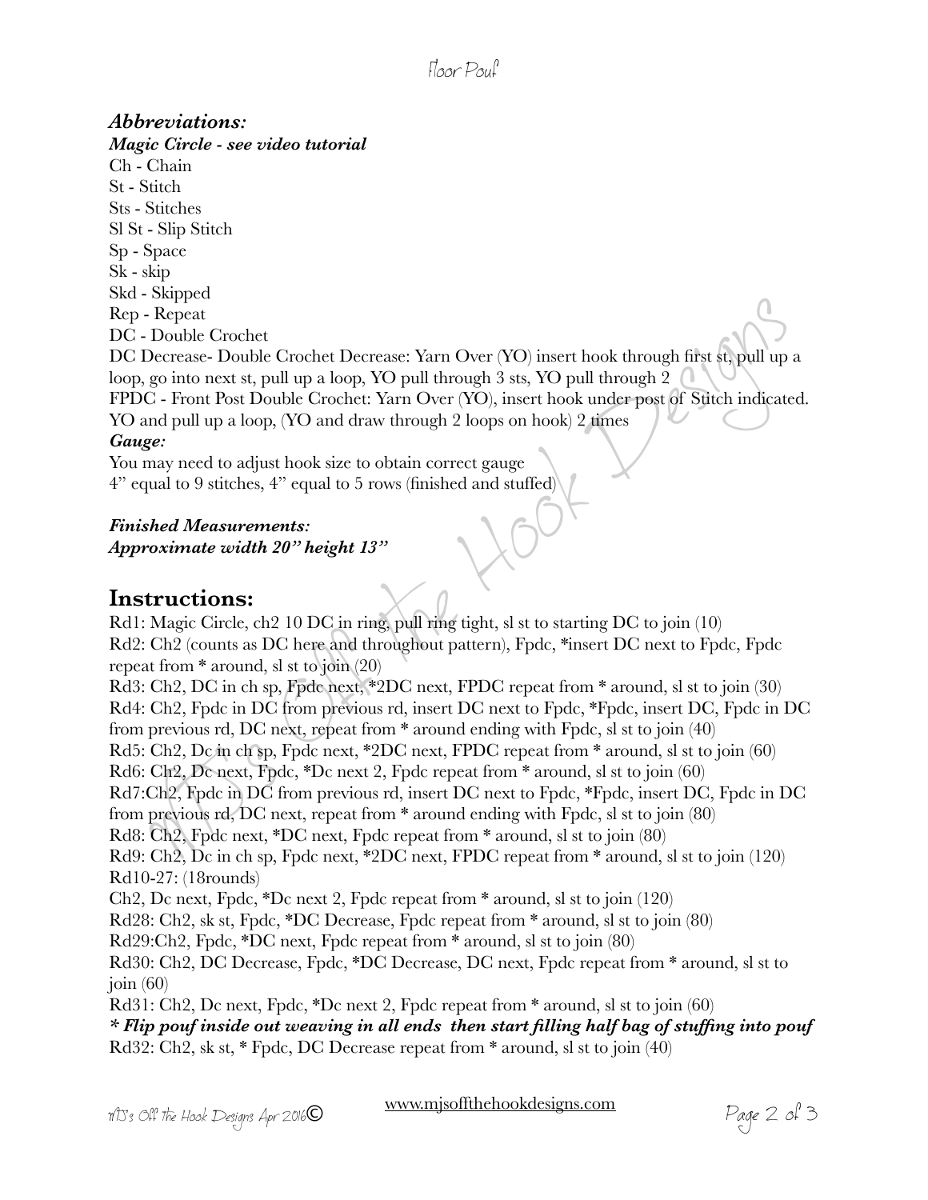***Abbreviations:***

***Magic Circle - see video tutorial***

Ch - Chain
St - Stitch
Sts - Stitches
Sl St - Slip Stitch
Sp - Space
Sk - skip
Skd - Skipped
Rep - Repeat
DC - Double Crochet
DC Decrease- Double Crochet Decrease: Yarn Over (YO) insert hook through first st, pull up a loop, go into next st, pull up a loop, YO pull through 3 sts, YO pull through 2
FPDC - Front Post Double Crochet: Yarn Over (YO), insert hook under post of Stitch indicated. YO and pull up a loop, (YO and draw through 2 loops on hook) 2 times

***Gauge:***

You may need to adjust hook size to obtain correct gauge
4" equal to 9 stitches, 4" equal to 5 rows (finished and stuffed)

***Finished Measurements:***
***Approximate width 20" height 13"***

## Instructions:

Rd1: Magic Circle, ch2 10 DC in ring, pull ring tight, sl st to starting DC to join (10)
Rd2: Ch2 (counts as DC here and throughout pattern), Fpdc, *insert DC next to Fpdc, Fpdc repeat from * around, sl st to join (20)
Rd3: Ch2, DC in ch sp, Fpdc next, *2DC next, FPDC repeat from * around, sl st to join (30)
Rd4: Ch2, Fpdc in DC from previous rd, insert DC next to Fpdc, *Fpdc, insert DC, Fpdc in DC from previous rd, DC next, repeat from * around ending with Fpdc, sl st to join (40)
Rd5: Ch2, Dc in ch sp, Fpdc next, *2DC next, FPDC repeat from * around, sl st to join (60)
Rd6: Ch2, Dc next, Fpdc, *Dc next 2, Fpdc repeat from * around, sl st to join (60)
Rd7:Ch2, Fpdc in DC from previous rd, insert DC next to Fpdc, *Fpdc, insert DC, Fpdc in DC from previous rd, DC next, repeat from * around ending with Fpdc, sl st to join (80)
Rd8: Ch2, Fpdc next, *DC next, Fpdc repeat from * around, sl st to join (80)
Rd9: Ch2, Dc in ch sp, Fpdc next, *2DC next, FPDC repeat from * around, sl st to join (120)
Rd10-27: (18rounds)
Ch2, Dc next, Fpdc, *Dc next 2, Fpdc repeat from * around, sl st to join (120)
Rd28: Ch2, sk st, Fpdc, *DC Decrease, Fpdc repeat from * around, sl st to join (80)
Rd29:Ch2, Fpdc, *DC next, Fpdc repeat from * around, sl st to join (80)
Rd30: Ch2, DC Decrease, Fpdc, *DC Decrease, DC next, Fpdc repeat from * around, sl st to join (60)
Rd31: Ch2, Dc next, Fpdc, *Dc next 2, Fpdc repeat from * around, sl st to join (60)
***\* Flip pouf inside out weaving in all ends then start filling half bag of stuffing into pouf***
Rd32: Ch2, sk st, * Fpdc, DC Decrease repeat from * around, sl st to join (40)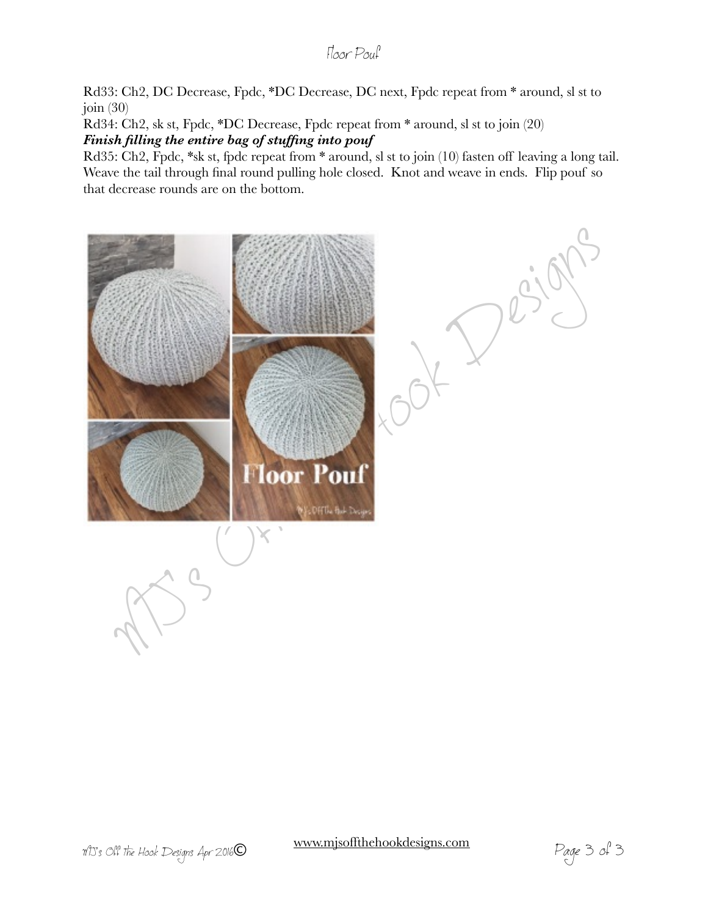Rd33: Ch2, DC Decrease, Fpdc, *DC Decrease, DC next, Fpdc repeat from * around, sl st to join (30)

Rd34: Ch2, sk st, Fpdc, *DC Decrease, Fpdc repeat from * around, sl st to join (20)

***Finish filling the entire bag of stuffing into pouf***

Rd35: Ch2, Fpdc, *sk st, fpdc repeat from * around, sl st to join (10) fasten off leaving a long tail. Weave the tail through final round pulling hole closed. Knot and weave in ends. Flip pouf so that decrease rounds are on the bottom.

www.mjsoffthehookdesigns.com